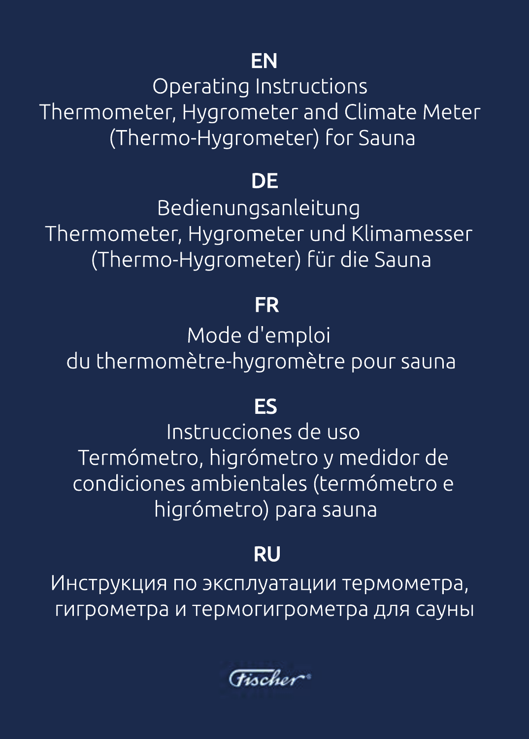## EN

Operating Instructions
Thermometer, Hygrometer and Climate Meter
(Thermo-Hygrometer) for Sauna

## DE

Bedienungsanleitung
Thermometer, Hygrometer und Klimamesser
(Thermo-Hygrometer) für die Sauna

## FR

Mode d'emploi
du thermomètre-hygromètre pour sauna

## ES

Instrucciones de uso
Termómetro, higrómetro y medidor de condiciones ambientales (termómetro e higrómetro) para sauna

## RU

Инструкция по эксплуатации термометра, гигрометра и термогигрометра для сауны

Fischer®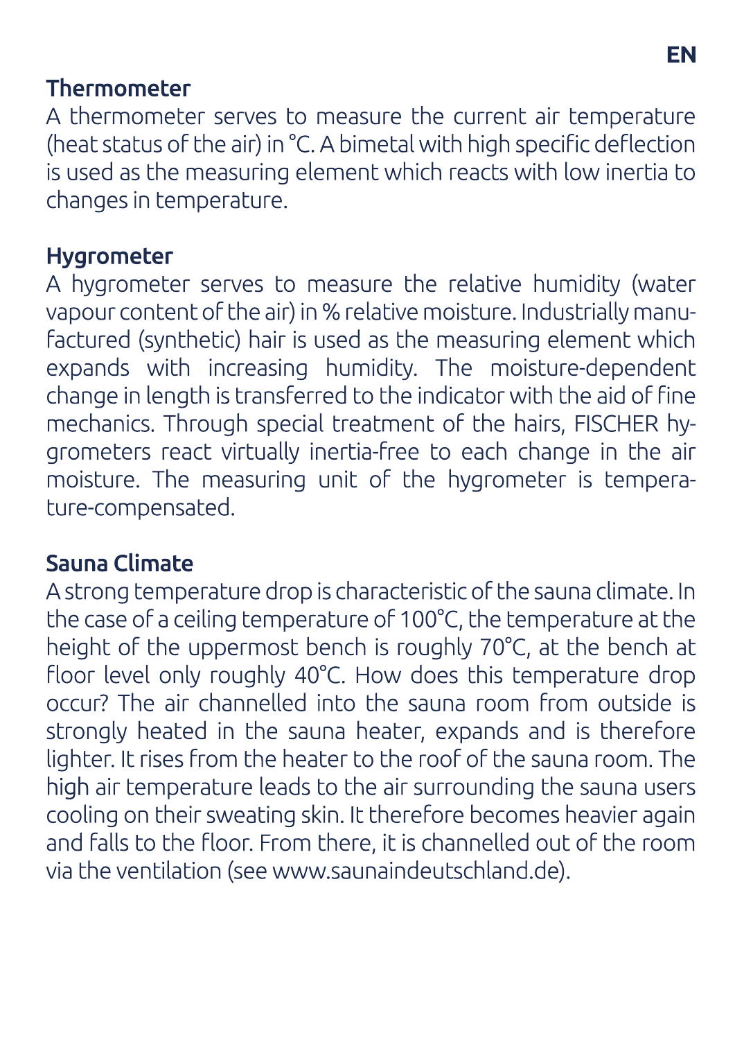## Thermometer

A thermometer serves to measure the current air temperature (heat status of the air) in °C. A bimetal with high specific deflection is used as the measuring element which reacts with low inertia to changes in temperature.

## Hygrometer

A hygrometer serves to measure the relative humidity (water vapour content of the air) in % relative moisture. Industrially manufactured (synthetic) hair is used as the measuring element which expands with increasing humidity. The moisture-dependent change in length is transferred to the indicator with the aid of fine mechanics. Through special treatment of the hairs, FISCHER hygrometers react virtually inertia-free to each change in the air moisture. The measuring unit of the hygrometer is temperature-compensated.

## Sauna Climate

A strong temperature drop is characteristic of the sauna climate. In the case of a ceiling temperature of 100°C, the temperature at the height of the uppermost bench is roughly 70°C, at the bench at floor level only roughly 40°C. How does this temperature drop occur? The air channelled into the sauna room from outside is strongly heated in the sauna heater, expands and is therefore lighter. It rises from the heater to the roof of the sauna room. The high air temperature leads to the air surrounding the sauna users cooling on their sweating skin. It therefore becomes heavier again and falls to the floor. From there, it is channelled out of the room via the ventilation (see www.saunaindeutschland.de).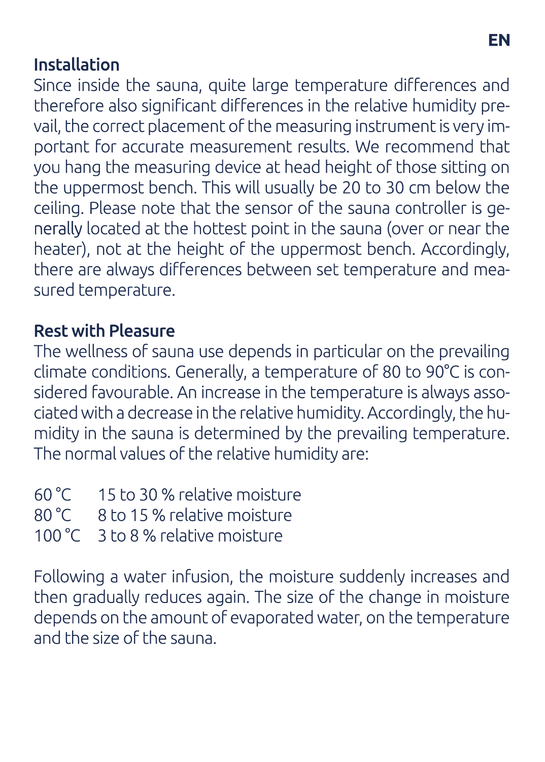## Installation

Since inside the sauna, quite large temperature differences and therefore also significant differences in the relative humidity prevail, the correct placement of the measuring instrument is very important for accurate measurement results. We recommend that you hang the measuring device at head height of those sitting on the uppermost bench. This will usually be 20 to 30 cm below the ceiling. Please note that the sensor of the sauna controller is generally located at the hottest point in the sauna (over or near the heater), not at the height of the uppermost bench. Accordingly, there are always differences between set temperature and measured temperature.

## Rest with Pleasure

The wellness of sauna use depends in particular on the prevailing climate conditions. Generally, a temperature of 80 to 90°C is considered favourable. An increase in the temperature is always associated with a decrease in the relative humidity. Accordingly, the humidity in the sauna is determined by the prevailing temperature. The normal values of the relative humidity are:

| | |
|---|---|
| 60 °C | 15 to 30 % relative moisture |
| 80 °C | 8 to 15 % relative moisture |
| 100 °C | 3 to 8 % relative moisture |

Following a water infusion, the moisture suddenly increases and then gradually reduces again. The size of the change in moisture depends on the amount of evaporated water, on the temperature and the size of the sauna.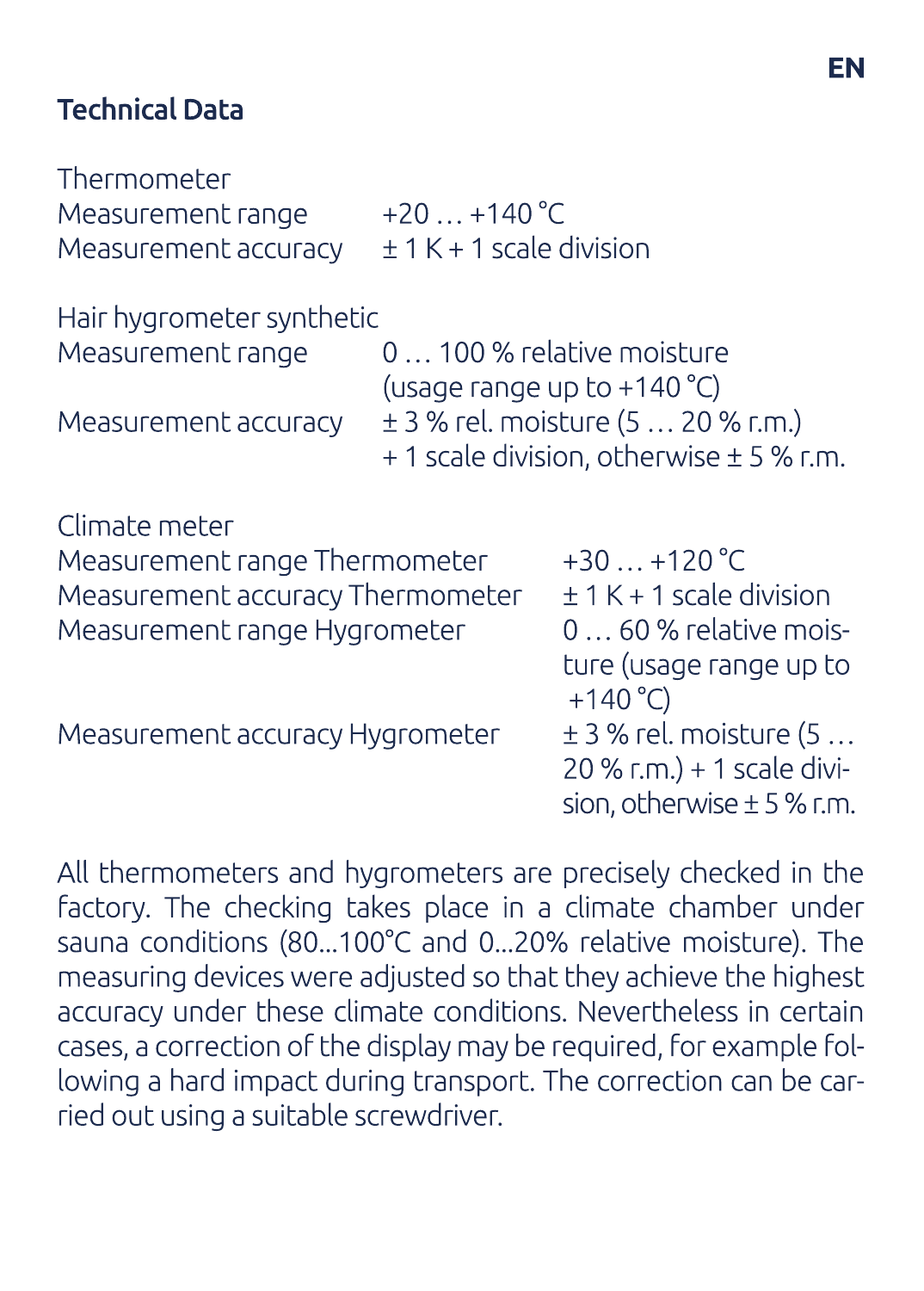## Technical Data

Thermometer

| | |
|---|---|
| Measurement range | +20 … +140 °C |
| Measurement accuracy | ± 1 K + 1 scale division |

Hair hygrometer synthetic

| | |
|---|---|
| Measurement range | 0 … 100 % relative moisture (usage range up to +140 °C) |
| Measurement accuracy | ± 3 % rel. moisture (5 … 20 % r.m.) + 1 scale division, otherwise ± 5 % r.m. |

Climate meter

| | |
|---|---|
| Measurement range Thermometer | +30 … +120 °C |
| Measurement accuracy Thermometer | ± 1 K + 1 scale division |
| Measurement range Hygrometer | 0 … 60 % relative moisture (usage range up to +140 °C) |
| Measurement accuracy Hygrometer | ± 3 % rel. moisture (5 … 20 % r.m.) + 1 scale division, otherwise ± 5 % r.m. |

All thermometers and hygrometers are precisely checked in the factory. The checking takes place in a climate chamber under sauna conditions (80...100°C and 0...20% relative moisture). The measuring devices were adjusted so that they achieve the highest accuracy under these climate conditions. Nevertheless in certain cases, a correction of the display may be required, for example following a hard impact during transport. The correction can be carried out using a suitable screwdriver.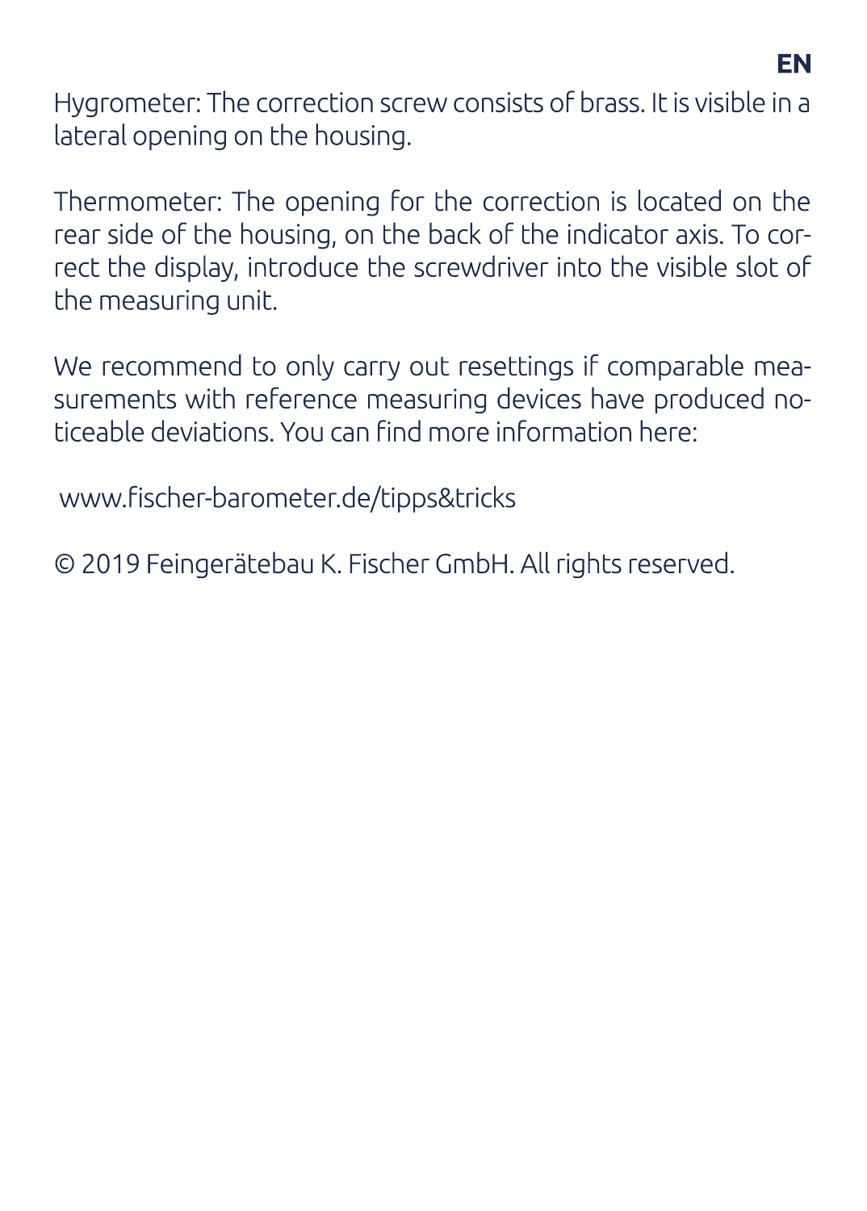Hygrometer: The correction screw consists of brass. It is visible in a lateral opening on the housing.

Thermometer: The opening for the correction is located on the rear side of the housing, on the back of the indicator axis. To correct the display, introduce the screwdriver into the visible slot of the measuring unit.

We recommend to only carry out resettings if comparable measurements with reference measuring devices have produced noticeable deviations. You can find more information here:

www.fischer-barometer.de/tipps&tricks

© 2019 Feingerätebau K. Fischer GmbH. All rights reserved.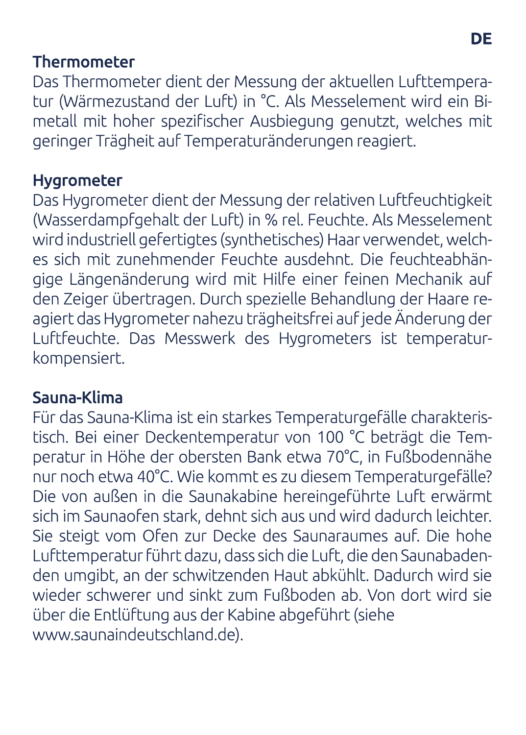## Thermometer

Das Thermometer dient der Messung der aktuellen Lufttemperatur (Wärmezustand der Luft) in °C. Als Messelement wird ein Bimetall mit hoher spezifischer Ausbiegung genutzt, welches mit geringer Trägheit auf Temperaturänderungen reagiert.

## Hygrometer

Das Hygrometer dient der Messung der relativen Luftfeuchtigkeit (Wasserdampfgehalt der Luft) in % rel. Feuchte. Als Messelement wird industriell gefertigtes (synthetisches) Haar verwendet, welches sich mit zunehmender Feuchte ausdehnt. Die feuchteabhängige Längenänderung wird mit Hilfe einer feinen Mechanik auf den Zeiger übertragen. Durch spezielle Behandlung der Haare reagiert das Hygrometer nahezu trägheitsfrei auf jede Änderung der Luftfeuchte. Das Messwerk des Hygrometers ist temperaturkompensiert.

## Sauna-Klima

Für das Sauna-Klima ist ein starkes Temperaturgefälle charakteristisch. Bei einer Deckentemperatur von 100 °C beträgt die Temperatur in Höhe der obersten Bank etwa 70°C, in Fußbodennähe nur noch etwa 40°C. Wie kommt es zu diesem Temperaturgefälle? Die von außen in die Saunakabine hereingeführte Luft erwärmt sich im Saunaofen stark, dehnt sich aus und wird dadurch leichter. Sie steigt vom Ofen zur Decke des Saunaraumes auf. Die hohe Lufttemperatur führt dazu, dass sich die Luft, die den Saunabadenden umgibt, an der schwitzenden Haut abkühlt. Dadurch wird sie wieder schwerer und sinkt zum Fußboden ab. Von dort wird sie über die Entlüftung aus der Kabine abgeführt (siehe www.saunaindeutschland.de).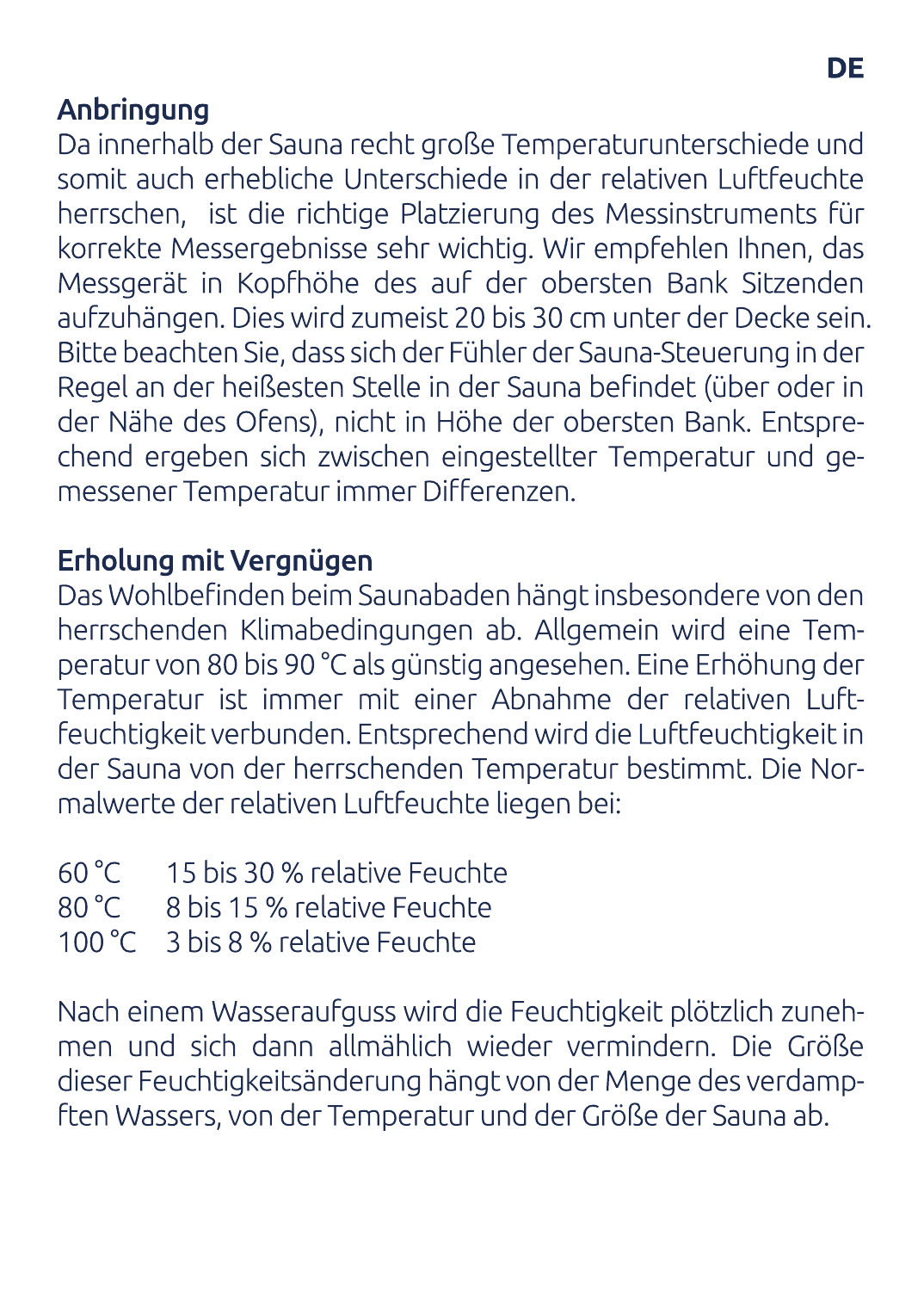## Anbringung

Da innerhalb der Sauna recht große Temperaturunterschiede und somit auch erhebliche Unterschiede in der relativen Luftfeuchte herrschen, ist die richtige Platzierung des Messinstruments für korrekte Messergebnisse sehr wichtig. Wir empfehlen Ihnen, das Messgerät in Kopfhöhe des auf der obersten Bank Sitzenden aufzuhängen. Dies wird zumeist 20 bis 30 cm unter der Decke sein. Bitte beachten Sie, dass sich der Fühler der Sauna-Steuerung in der Regel an der heißesten Stelle in der Sauna befindet (über oder in der Nähe des Ofens), nicht in Höhe der obersten Bank. Entsprechend ergeben sich zwischen eingestellter Temperatur und gemessener Temperatur immer Differenzen.

## Erholung mit Vergnügen

Das Wohlbefinden beim Saunabaden hängt insbesondere von den herrschenden Klimabedingungen ab. Allgemein wird eine Temperatur von 80 bis 90 °C als günstig angesehen. Eine Erhöhung der Temperatur ist immer mit einer Abnahme der relativen Luftfeuchtigkeit verbunden. Entsprechend wird die Luftfeuchtigkeit in der Sauna von der herrschenden Temperatur bestimmt. Die Normalwerte der relativen Luftfeuchte liegen bei:

60 °C 15 bis 30 % relative Feuchte
80 °C 8 bis 15 % relative Feuchte
100 °C 3 bis 8 % relative Feuchte

Nach einem Wasseraufguss wird die Feuchtigkeit plötzlich zunehmen und sich dann allmählich wieder vermindern. Die Größe dieser Feuchtigkeitsänderung hängt von der Menge des verdampften Wassers, von der Temperatur und der Größe der Sauna ab.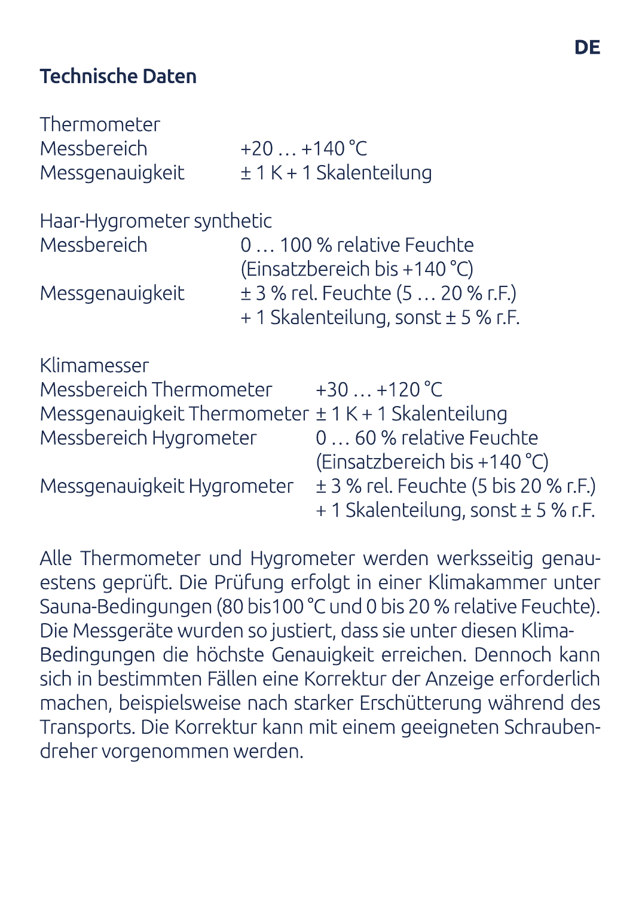## Technische Daten

Thermometer

| | |
|---|---|
| Messbereich | +20 … +140 °C |
| Messgenauigkeit | ± 1 K + 1 Skalenteilung |

Haar-Hygrometer synthetic

| | |
|---|---|
| Messbereich | 0 … 100 % relative Feuchte (Einsatzbereich bis +140 °C) |
| Messgenauigkeit | ± 3 % rel. Feuchte (5 … 20 % r.F.) + 1 Skalenteilung, sonst ± 5 % r.F. |

Klimamesser

| | |
|---|---|
| Messbereich Thermometer | +30 … +120 °C |
| Messgenauigkeit Thermometer | ± 1 K + 1 Skalenteilung |
| Messbereich Hygrometer | 0 … 60 % relative Feuchte (Einsatzbereich bis +140 °C) |
| Messgenauigkeit Hygrometer | ± 3 % rel. Feuchte (5 bis 20 % r.F.) + 1 Skalenteilung, sonst ± 5 % r.F. |

Alle Thermometer und Hygrometer werden werksseitig genauestens geprüft. Die Prüfung erfolgt in einer Klimakammer unter Sauna-Bedingungen (80 bis100 °C und 0 bis 20 % relative Feuchte). Die Messgeräte wurden so justiert, dass sie unter diesen Klima-Bedingungen die höchste Genauigkeit erreichen. Dennoch kann sich in bestimmten Fällen eine Korrektur der Anzeige erforderlich machen, beispielsweise nach starker Erschütterung während des Transports. Die Korrektur kann mit einem geeigneten Schraubendreher vorgenommen werden.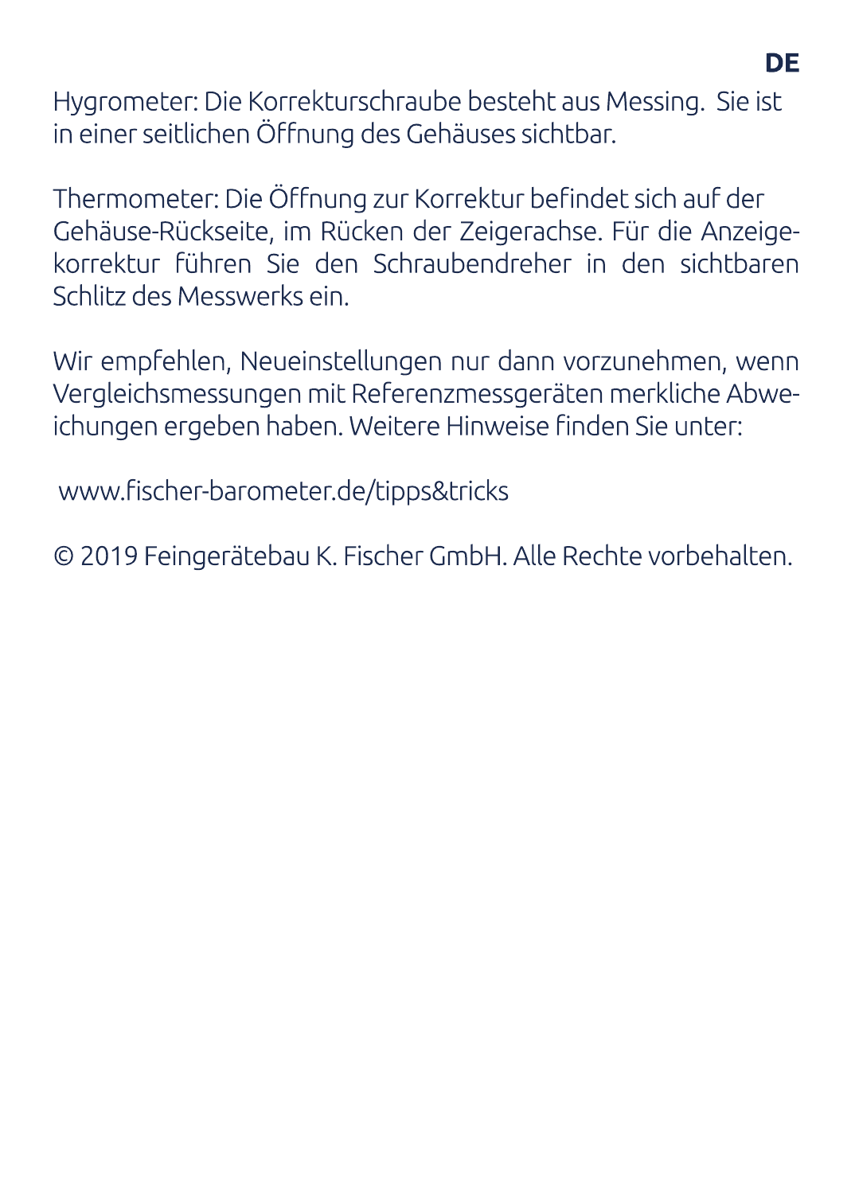Hygrometer: Die Korrekturschraube besteht aus Messing. Sie ist in einer seitlichen Öffnung des Gehäuses sichtbar.

Thermometer: Die Öffnung zur Korrektur befindet sich auf der Gehäuse-Rückseite, im Rücken der Zeigerachse. Für die Anzeigekorrektur führen Sie den Schraubendreher in den sichtbaren Schlitz des Messwerks ein.

Wir empfehlen, Neueinstellungen nur dann vorzunehmen, wenn Vergleichsmessungen mit Referenzmessgeräten merkliche Abweichungen ergeben haben. Weitere Hinweise finden Sie unter:

www.fischer-barometer.de/tipps&tricks

© 2019 Feingerätebau K. Fischer GmbH. Alle Rechte vorbehalten.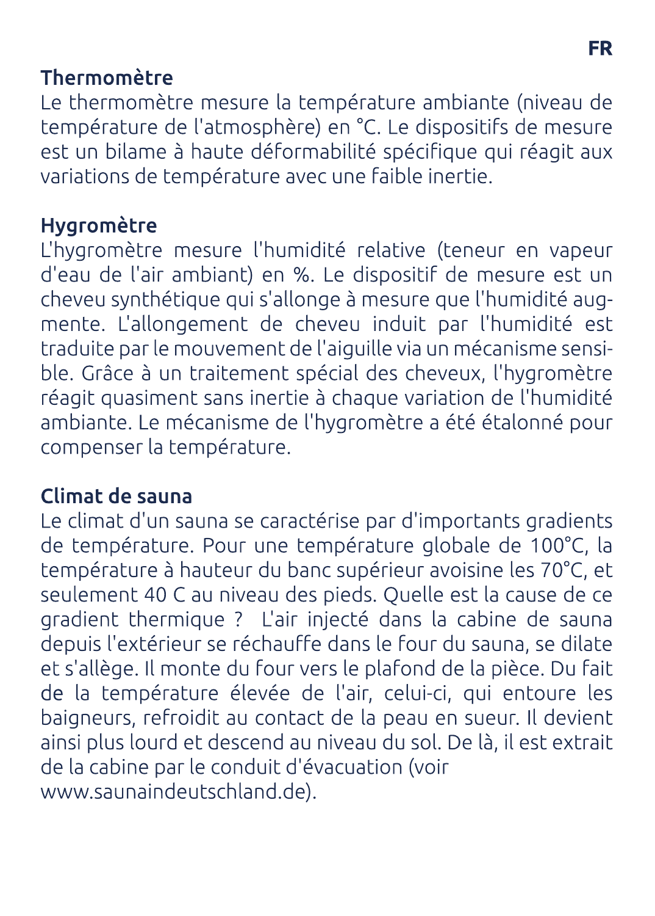## Thermomètre

Le thermomètre mesure la température ambiante (niveau de température de l'atmosphère) en °C. Le dispositifs de mesure est un bilame à haute déformabilité spécifique qui réagit aux variations de température avec une faible inertie.

## Hygromètre

L'hygromètre mesure l'humidité relative (teneur en vapeur d'eau de l'air ambiant) en %. Le dispositif de mesure est un cheveu synthétique qui s'allonge à mesure que l'humidité augmente. L'allongement de cheveu induit par l'humidité est traduite par le mouvement de l'aiguille via un mécanisme sensible. Grâce à un traitement spécial des cheveux, l'hygromètre réagit quasiment sans inertie à chaque variation de l'humidité ambiante. Le mécanisme de l'hygromètre a été étalonné pour compenser la température.

## Climat de sauna

Le climat d'un sauna se caractérise par d'importants gradients de température. Pour une température globale de 100°C, la température à hauteur du banc supérieur avoisine les 70°C, et seulement 40 C au niveau des pieds. Quelle est la cause de ce gradient thermique ? L'air injecté dans la cabine de sauna depuis l'extérieur se réchauffe dans le four du sauna, se dilate et s'allège. Il monte du four vers le plafond de la pièce. Du fait de la température élevée de l'air, celui-ci, qui entoure les baigneurs, refroidit au contact de la peau en sueur. Il devient ainsi plus lourd et descend au niveau du sol. De là, il est extrait de la cabine par le conduit d'évacuation (voir www.saunaindeutschland.de).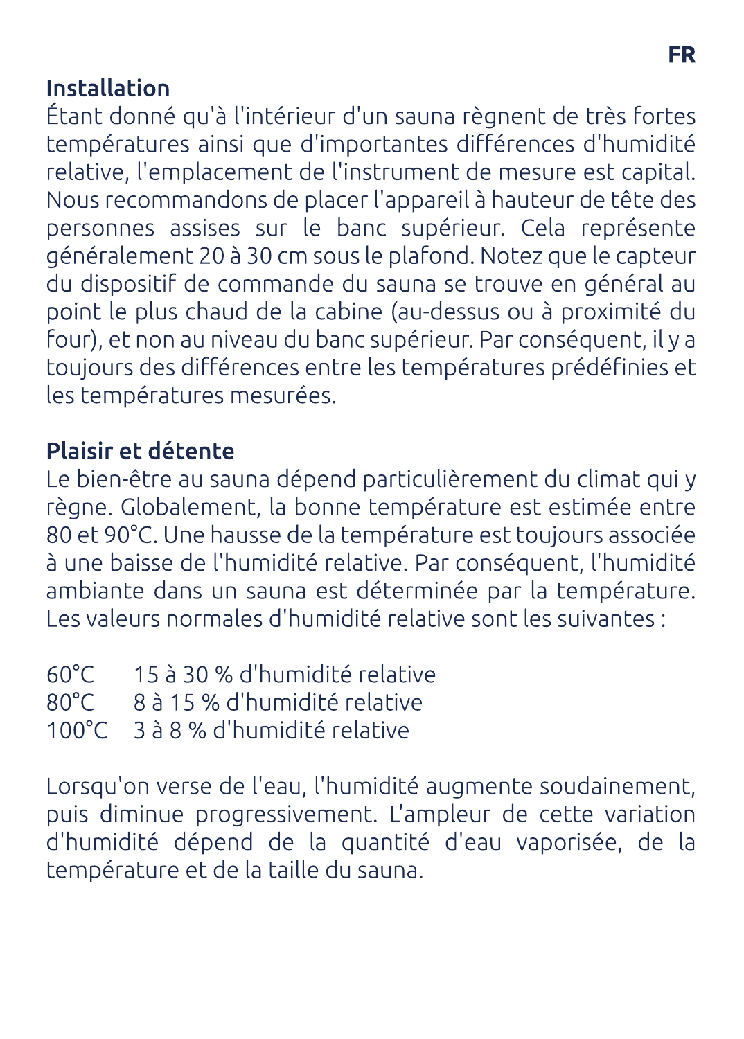## Installation

Étant donné qu'à l'intérieur d'un sauna règnent de très fortes températures ainsi que d'importantes différences d'humidité relative, l'emplacement de l'instrument de mesure est capital. Nous recommandons de placer l'appareil à hauteur de tête des personnes assises sur le banc supérieur. Cela représente généralement 20 à 30 cm sous le plafond. Notez que le capteur du dispositif de commande du sauna se trouve en général au point le plus chaud de la cabine (au-dessus ou à proximité du four), et non au niveau du banc supérieur. Par conséquent, il y a toujours des différences entre les températures prédéfinies et les températures mesurées.

## Plaisir et détente

Le bien-être au sauna dépend particulièrement du climat qui y règne. Globalement, la bonne température est estimée entre 80 et 90°C. Une hausse de la température est toujours associée à une baisse de l'humidité relative. Par conséquent, l'humidité ambiante dans un sauna est déterminée par la température. Les valeurs normales d'humidité relative sont les suivantes :

| | |
|---|---|
| 60°C | 15 à 30 % d'humidité relative |
| 80°C | 8 à 15 % d'humidité relative |
| 100°C | 3 à 8 % d'humidité relative |

Lorsqu'on verse de l'eau, l'humidité augmente soudainement, puis diminue progressivement. L'ampleur de cette variation d'humidité dépend de la quantité d'eau vaporisée, de la température et de la taille du sauna.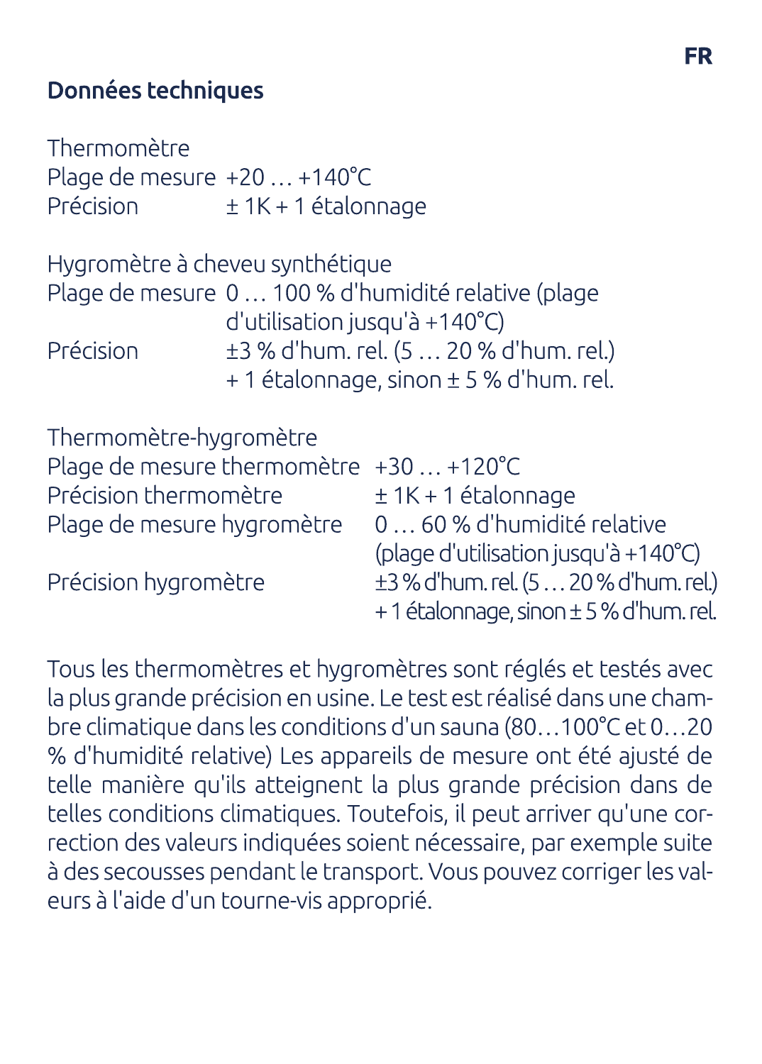## Données techniques

Thermomètre

| | |
|---|---|
| Plage de mesure | +20 … +140°C |
| Précision | ± 1K + 1 étalonnage |

Hygromètre à cheveu synthétique

| | |
|---|---|
| Plage de mesure | 0 … 100 % d'humidité relative (plage d'utilisation jusqu'à +140°C) |
| Précision | ±3 % d'hum. rel. (5 … 20 % d'hum. rel.) + 1 étalonnage, sinon ± 5 % d'hum. rel. |

Thermomètre-hygromètre

| | |
|---|---|
| Plage de mesure thermomètre | +30 … +120°C |
| Précision thermomètre | ± 1K + 1 étalonnage |
| Plage de mesure hygromètre | 0 … 60 % d'humidité relative (plage d'utilisation jusqu'à +140°C) |
| Précision hygromètre | ±3 % d'hum. rel. (5 … 20 % d'hum. rel.) + 1 étalonnage, sinon ± 5 % d'hum. rel. |

Tous les thermomètres et hygromètres sont réglés et testés avec la plus grande précision en usine. Le test est réalisé dans une chambre climatique dans les conditions d'un sauna (80…100°C et 0…20 % d'humidité relative) Les appareils de mesure ont été ajusté de telle manière qu'ils atteignent la plus grande précision dans de telles conditions climatiques. Toutefois, il peut arriver qu'une correction des valeurs indiquées soient nécessaire, par exemple suite à des secousses pendant le transport. Vous pouvez corriger les valeurs à l'aide d'un tourne-vis approprié.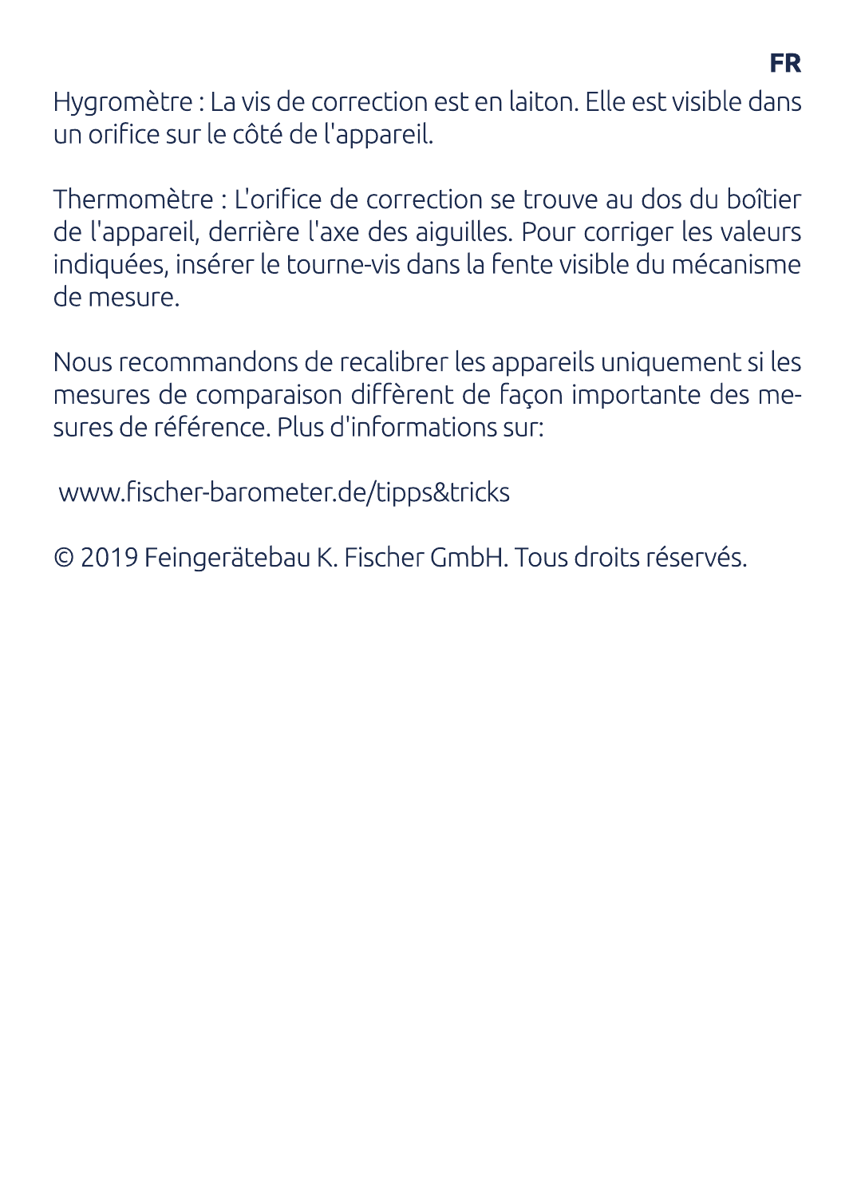Hygromètre : La vis de correction est en laiton. Elle est visible dans un orifice sur le côté de l'appareil.

Thermomètre : L'orifice de correction se trouve au dos du boîtier de l'appareil, derrière l'axe des aiguilles. Pour corriger les valeurs indiquées, insérer le tourne-vis dans la fente visible du mécanisme de mesure.

Nous recommandons de recalibrer les appareils uniquement si les mesures de comparaison diffèrent de façon importante des mesures de référence. Plus d'informations sur:

www.fischer-barometer.de/tipps&tricks

© 2019 Feingerätebau K. Fischer GmbH. Tous droits réservés.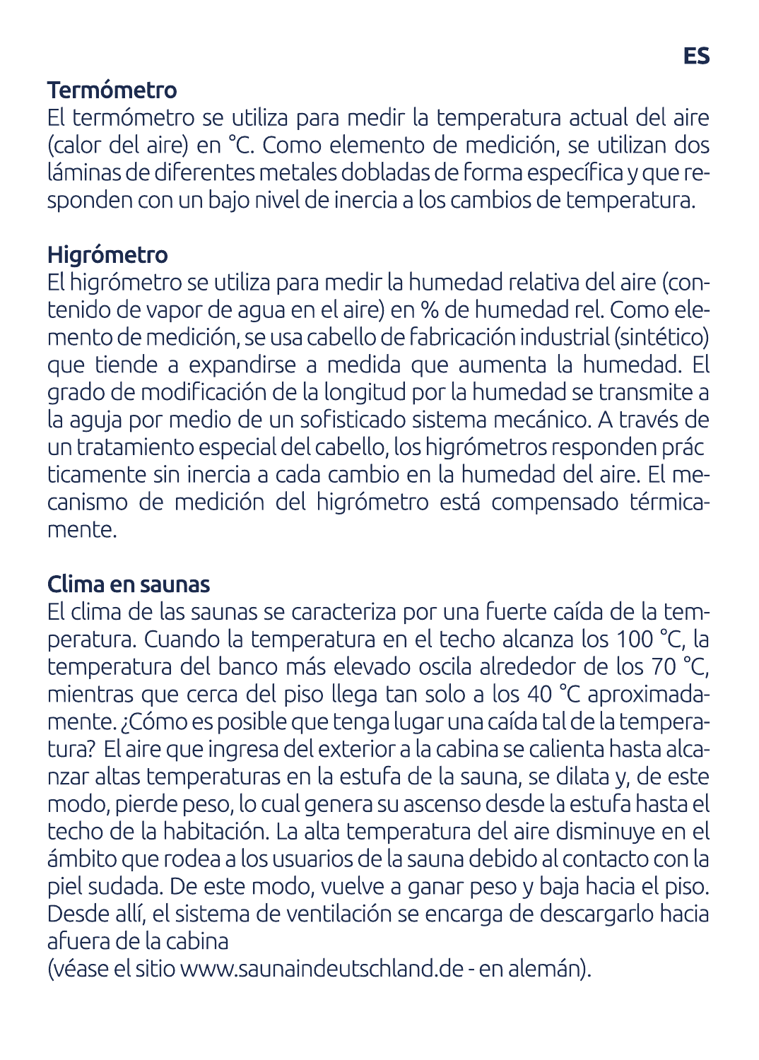## Termómetro

El termómetro se utiliza para medir la temperatura actual del aire (calor del aire) en °C. Como elemento de medición, se utilizan dos láminas de diferentes metales dobladas de forma específica y que responden con un bajo nivel de inercia a los cambios de temperatura.

## Higrómetro

El higrómetro se utiliza para medir la humedad relativa del aire (contenido de vapor de agua en el aire) en % de humedad rel. Como elemento de medición, se usa cabello de fabricación industrial (sintético) que tiende a expandirse a medida que aumenta la humedad. El grado de modificación de la longitud por la humedad se transmite a la aguja por medio de un sofisticado sistema mecánico. A través de un tratamiento especial del cabello, los higrómetros responden prác ticamente sin inercia a cada cambio en la humedad del aire. El mecanismo de medición del higrómetro está compensado térmicamente.

## Clima en saunas

El clima de las saunas se caracteriza por una fuerte caída de la temperatura. Cuando la temperatura en el techo alcanza los 100 °C, la temperatura del banco más elevado oscila alrededor de los 70 °C, mientras que cerca del piso llega tan solo a los 40 °C aproximadamente. ¿Cómo es posible que tenga lugar una caída tal de la temperatura? El aire que ingresa del exterior a la cabina se calienta hasta alcanzar altas temperaturas en la estufa de la sauna, se dilata y, de este modo, pierde peso, lo cual genera su ascenso desde la estufa hasta el techo de la habitación. La alta temperatura del aire disminuye en el ámbito que rodea a los usuarios de la sauna debido al contacto con la piel sudada. De este modo, vuelve a ganar peso y baja hacia el piso. Desde allí, el sistema de ventilación se encarga de descargarlo hacia afuera de la cabina
(véase el sitio www.saunaindeutschland.de - en alemán).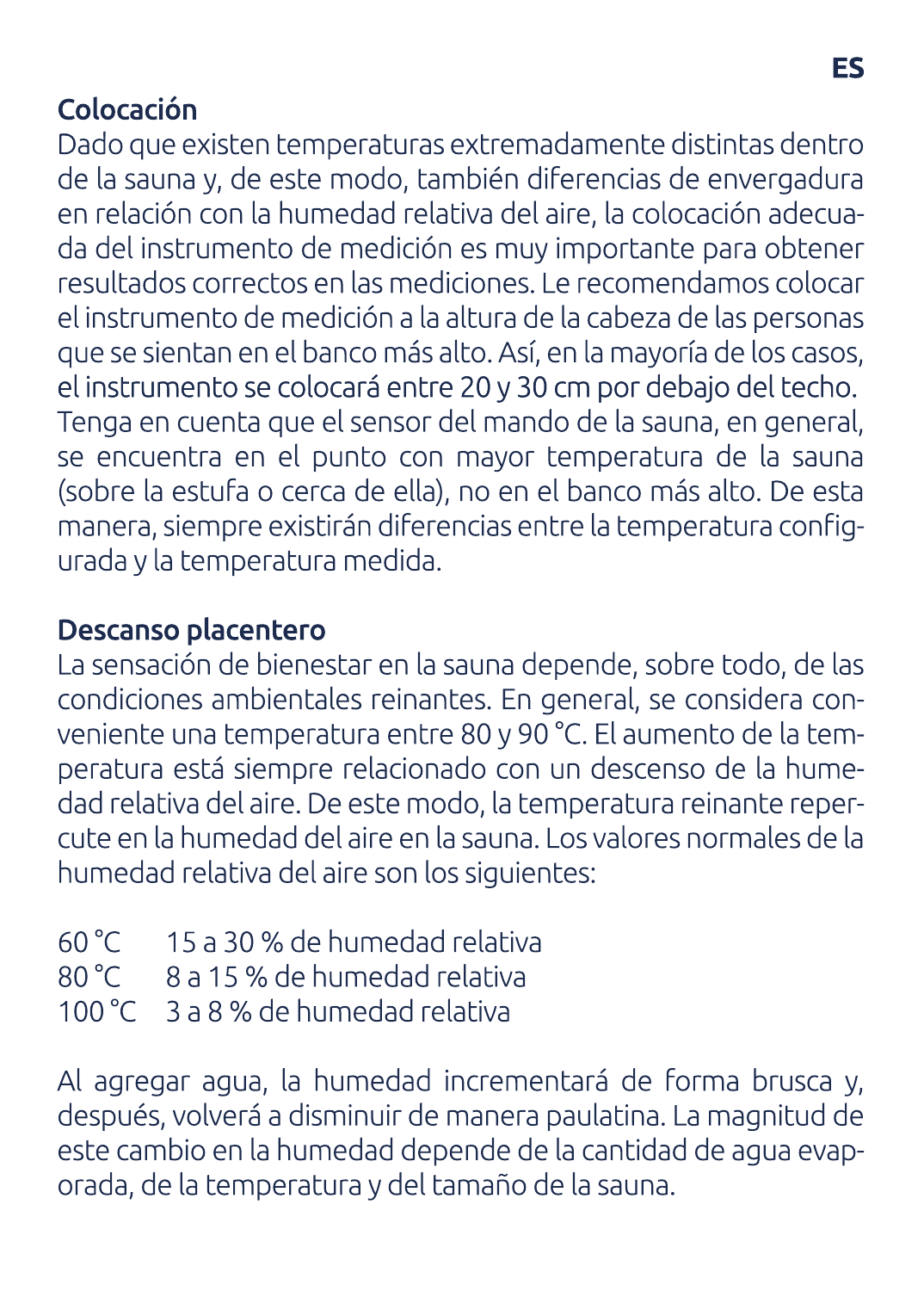## Colocación

Dado que existen temperaturas extremadamente distintas dentro de la sauna y, de este modo, también diferencias de envergadura en relación con la humedad relativa del aire, la colocación adecuada del instrumento de medición es muy importante para obtener resultados correctos en las mediciones. Le recomendamos colocar el instrumento de medición a la altura de la cabeza de las personas que se sientan en el banco más alto. Así, en la mayoría de los casos, el instrumento se colocará entre 20 y 30 cm por debajo del techo. Tenga en cuenta que el sensor del mando de la sauna, en general, se encuentra en el punto con mayor temperatura de la sauna (sobre la estufa o cerca de ella), no en el banco más alto. De esta manera, siempre existirán diferencias entre la temperatura configurada y la temperatura medida.

## Descanso placentero

La sensación de bienestar en la sauna depende, sobre todo, de las condiciones ambientales reinantes. En general, se considera conveniente una temperatura entre 80 y 90 °C. El aumento de la temperatura está siempre relacionado con un descenso de la humedad relativa del aire. De este modo, la temperatura reinante repercute en la humedad del aire en la sauna. Los valores normales de la humedad relativa del aire son los siguientes:

60 °C 15 a 30 % de humedad relativa
80 °C 8 a 15 % de humedad relativa
100 °C 3 a 8 % de humedad relativa

Al agregar agua, la humedad incrementará de forma brusca y, después, volverá a disminuir de manera paulatina. La magnitud de este cambio en la humedad depende de la cantidad de agua evaporada, de la temperatura y del tamaño de la sauna.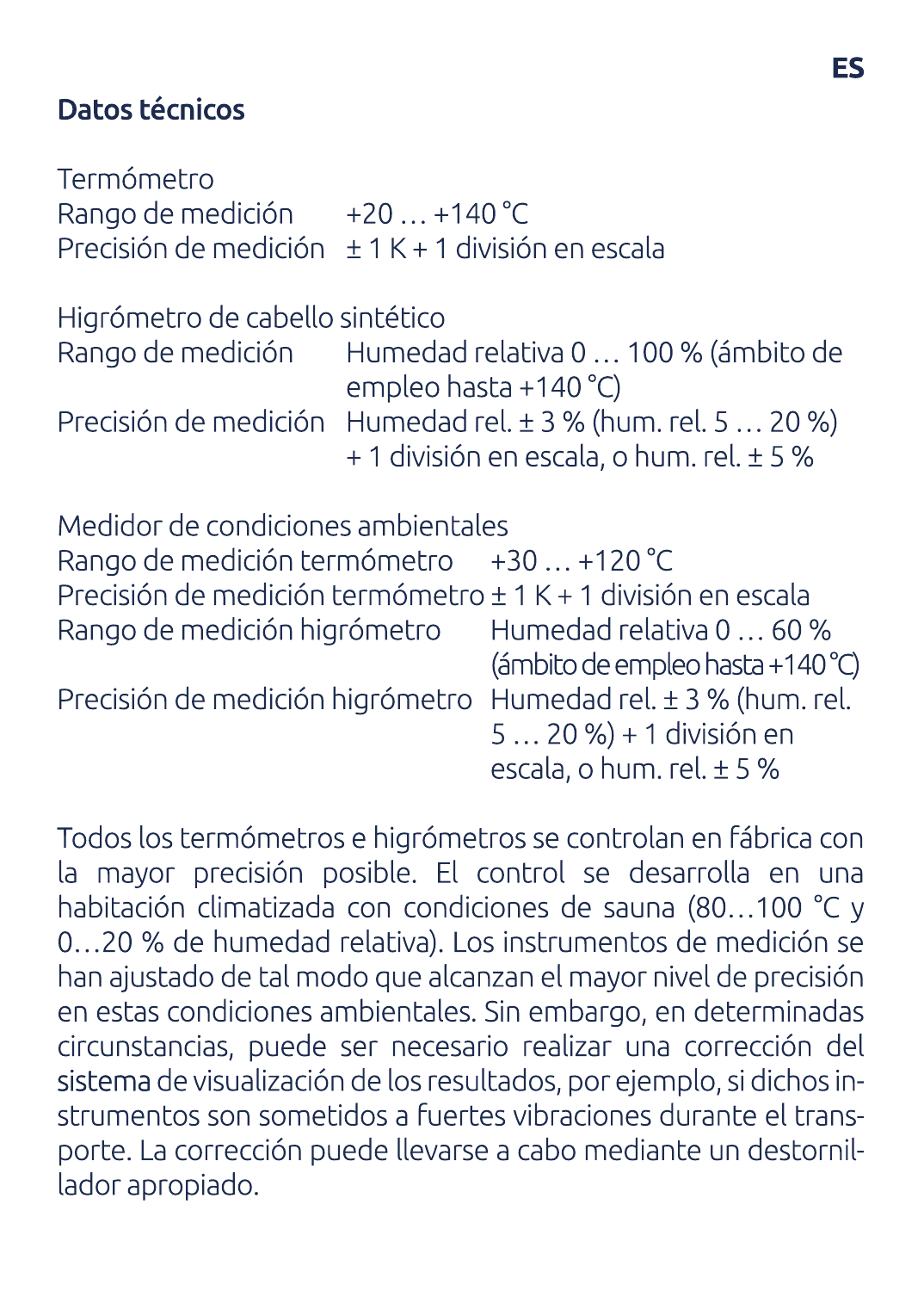## Datos técnicos

Termómetro

| | |
|---|---|
| Rango de medición | +20 … +140 °C |
| Precisión de medición | ± 1 K + 1 división en escala |

Higrómetro de cabello sintético

| | |
|---|---|
| Rango de medición | Humedad relativa 0 … 100 % (ámbito de empleo hasta +140 °C) |
| Precisión de medición | Humedad rel. ± 3 % (hum. rel. 5 … 20 %) + 1 división en escala, o hum. rel. ± 5 % |

Medidor de condiciones ambientales

| | |
|---|---|
| Rango de medición termómetro | +30 … +120 °C |
| Precisión de medición termómetro | ± 1 K + 1 división en escala |
| Rango de medición higrómetro | Humedad relativa 0 … 60 % (ámbito de empleo hasta +140 °C) |
| Precisión de medición higrómetro | Humedad rel. ± 3 % (hum. rel. 5 … 20 %) + 1 división en escala, o hum. rel. ± 5 % |

Todos los termómetros e higrómetros se controlan en fábrica con la mayor precisión posible. El control se desarrolla en una habitación climatizada con condiciones de sauna (80…100 °C y 0…20 % de humedad relativa). Los instrumentos de medición se han ajustado de tal modo que alcanzan el mayor nivel de precisión en estas condiciones ambientales. Sin embargo, en determinadas circunstancias, puede ser necesario realizar una corrección del sistema de visualización de los resultados, por ejemplo, si dichos instrumentos son sometidos a fuertes vibraciones durante el transporte. La corrección puede llevarse a cabo mediante un destornillador apropiado.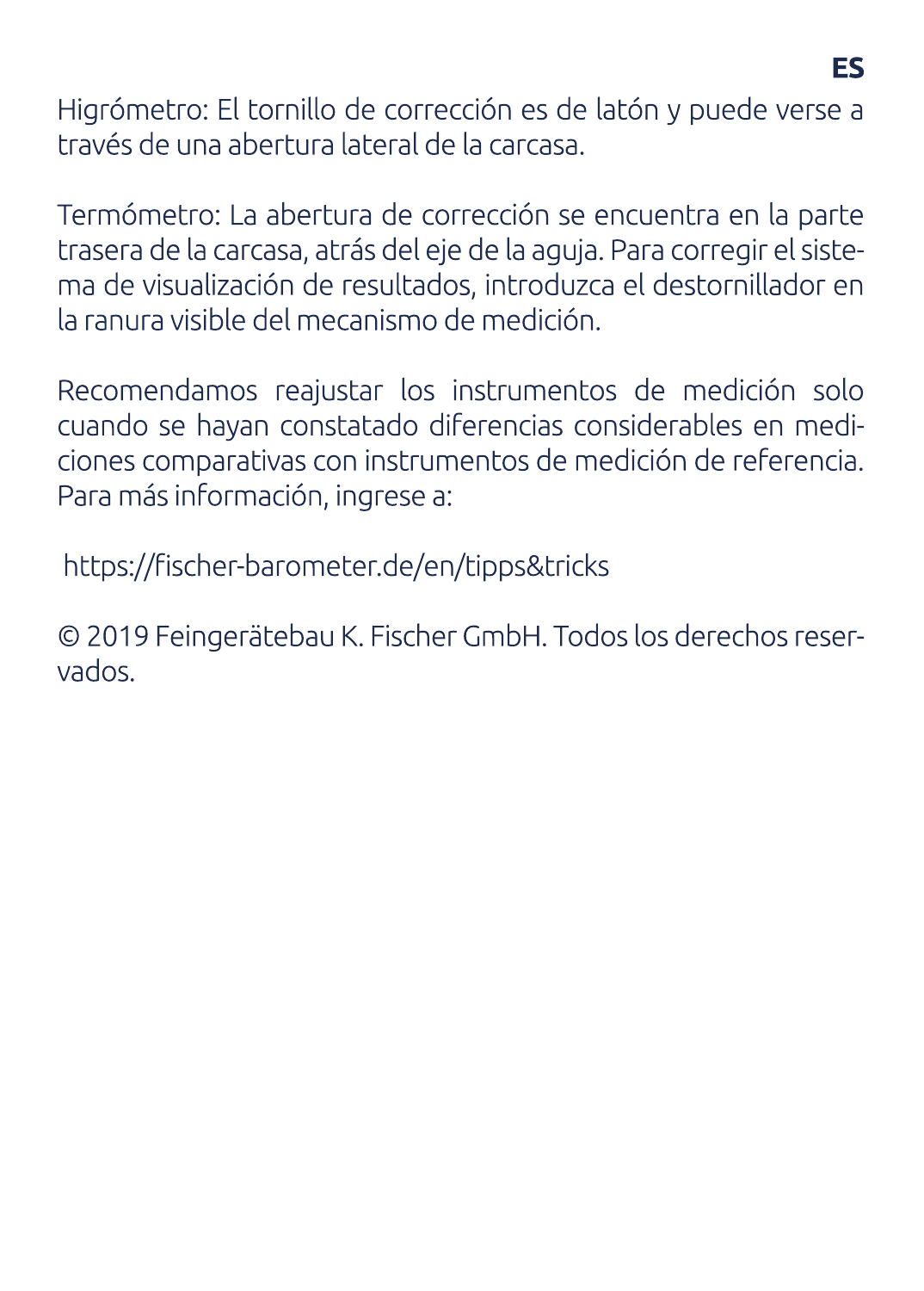Higrómetro: El tornillo de corrección es de latón y puede verse a través de una abertura lateral de la carcasa.

Termómetro: La abertura de corrección se encuentra en la parte trasera de la carcasa, atrás del eje de la aguja. Para corregir el sistema de visualización de resultados, introduzca el destornillador en la ranura visible del mecanismo de medición.

Recomendamos reajustar los instrumentos de medición solo cuando se hayan constatado diferencias considerables en mediciones comparativas con instrumentos de medición de referencia. Para más información, ingrese a:

https://fischer-barometer.de/en/tipps&tricks

© 2019 Feingerätebau K. Fischer GmbH. Todos los derechos reservados.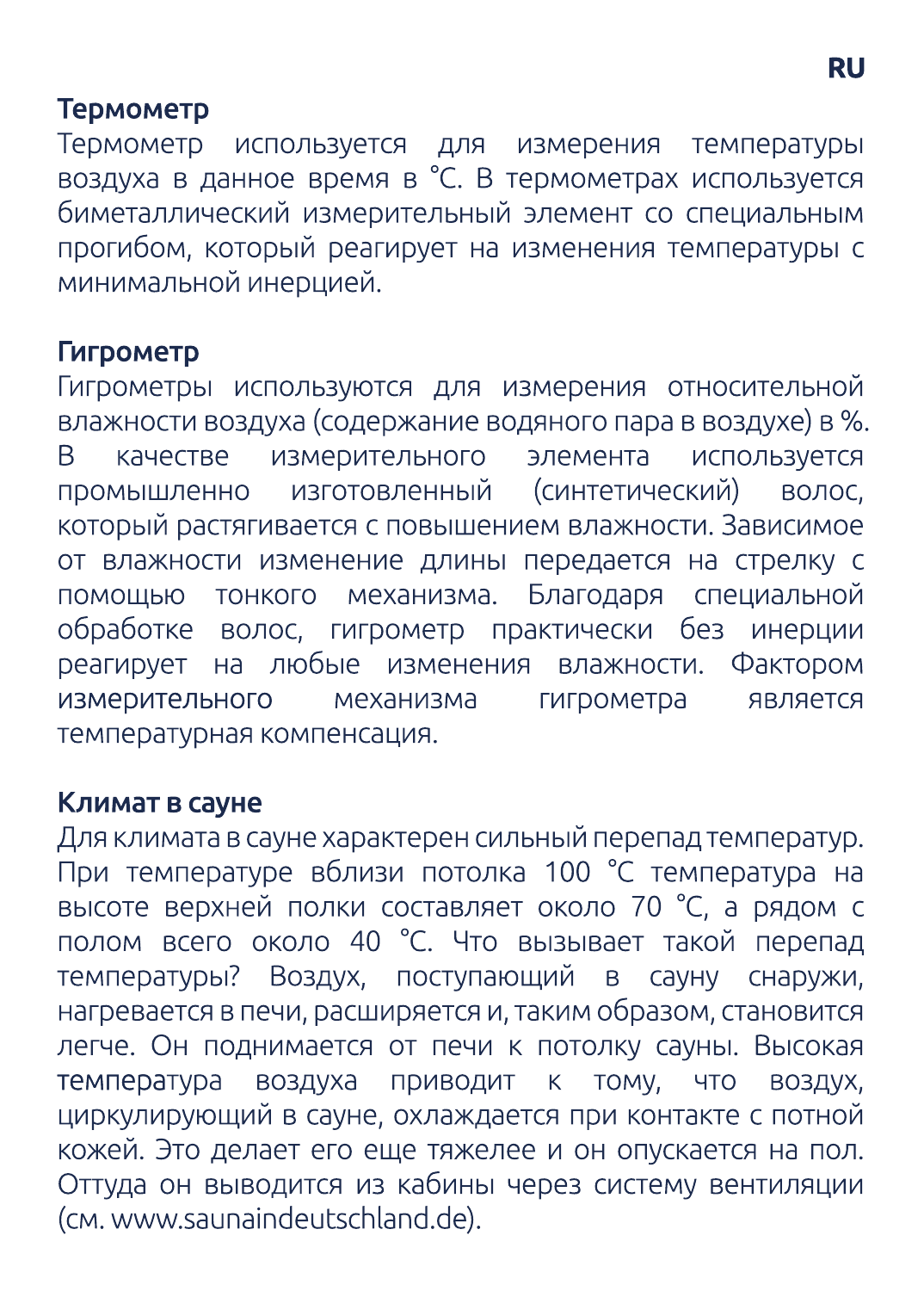## Термометр

Термометр используется для измерения температуры воздуха в данное время в °C. В термометрах используется биметаллический измерительный элемент со специальным прогибом, который реагирует на изменения температуры с минимальной инерцией.

## Гигрометр

Гигрометры используются для измерения относительной влажности воздуха (содержание водяного пара в воздухе) в %. В качестве измерительного элемента используется промышленно изготовленный (синтетический) волос, который растягивается с повышением влажности. Зависимое от влажности изменение длины передается на стрелку с помощью тонкого механизма. Благодаря специальной обработке волос, гигрометр практически без инерции реагирует на любые изменения влажности. Фактором измерительного механизма гигрометра является температурная компенсация.

## Климат в сауне

Для климата в сауне характерен сильный перепад температур. При температуре вблизи потолка 100 °C температура на высоте верхней полки составляет около 70 °C, а рядом с полом всего около 40 °C. Что вызывает такой перепад температуры? Воздух, поступающий в сауну снаружи, нагревается в печи, расширяется и, таким образом, становится легче. Он поднимается от печи к потолку сауны. Высокая температура воздуха приводит к тому, что воздух, циркулирующий в сауне, охлаждается при контакте с потной кожей. Это делает его еще тяжелее и он опускается на пол. Оттуда он выводится из кабины через систему вентиляции (см. www.saunaindeutschland.de).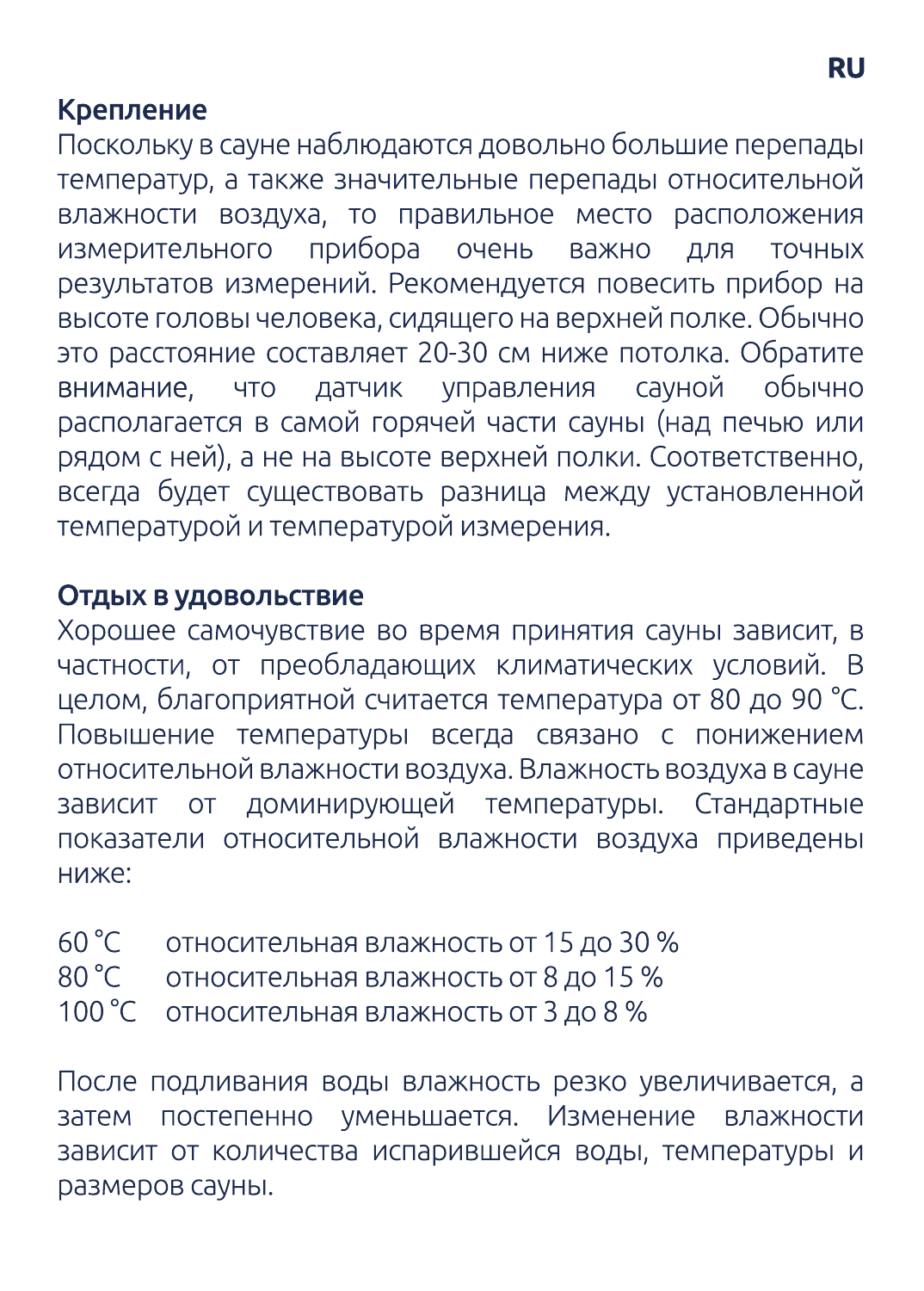## Крепление

Поскольку в сауне наблюдаются довольно большие перепады температур, а также значительные перепады относительной влажности воздуха, то правильное место расположения измерительного прибора очень важно для точных результатов измерений. Рекомендуется повесить прибор на высоте головы человека, сидящего на верхней полке. Обычно это расстояние составляет 20-30 см ниже потолка. Обратите внимание, что датчик управления сауной обычно располагается в самой горячей части сауны (над печью или рядом с ней), а не на высоте верхней полки. Соответственно, всегда будет существовать разница между установленной температурой и температурой измерения.

## Отдых в удовольствие

Хорошее самочувствие во время принятия сауны зависит, в частности, от преобладающих климатических условий. В целом, благоприятной считается температура от 80 до 90 °C. Повышение температуры всегда связано с понижением относительной влажности воздуха. Влажность воздуха в сауне зависит от доминирующей температуры. Стандартные показатели относительной влажности воздуха приведены ниже:

| | |
|---|---|
| 60 °C | относительная влажность от 15 до 30 % |
| 80 °C | относительная влажность от 8 до 15 % |
| 100 °C | относительная влажность от 3 до 8 % |

После подливания воды влажность резко увеличивается, а затем постепенно уменьшается. Изменение влажности зависит от количества испарившейся воды, температуры и размеров сауны.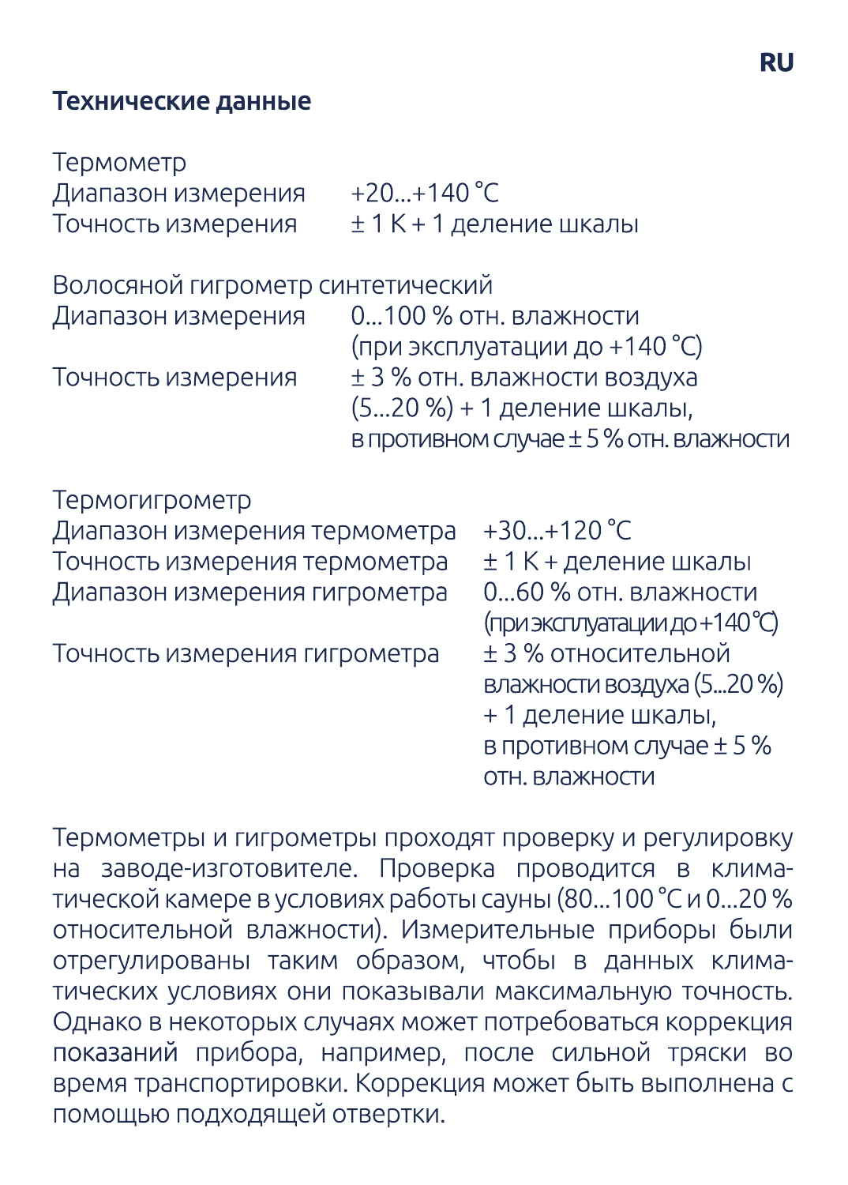## Технические данные

**Термометр**

| | |
|---|---|
| Диапазон измерения | +20...+140 °C |
| Точность измерения | ± 1 K + 1 деление шкалы |

**Волосяной гигрометр синтетический**

| | |
|---|---|
| Диапазон измерения | 0...100 % отн. влажности (при эксплуатации до +140 °C) |
| Точность измерения | ± 3 % отн. влажности воздуха (5...20 %) + 1 деление шкалы, в противном случае ± 5 % отн. влажности |

**Термогигрометр**

| | |
|---|---|
| Диапазон измерения термометра | +30...+120 °C |
| Точность измерения термометра | ± 1 K + деление шкалы |
| Диапазон измерения гигрометра | 0...60 % отн. влажности (при эксплуатации до +140 °C) |
| Точность измерения гигрометра | ± 3 % относительной влажности воздуха (5...20 %) + 1 деление шкалы, в противном случае ± 5 % отн. влажности |

Термометры и гигрометры проходят проверку и регулировку на заводе-изготовителе. Проверка проводится в климатической камере в условиях работы сауны (80...100 °C и 0...20 % относительной влажности). Измерительные приборы были отрегулированы таким образом, чтобы в данных климатических условиях они показывали максимальную точность. Однако в некоторых случаях может потребоваться коррекция показаний прибора, например, после сильной тряски во время транспортировки. Коррекция может быть выполнена с помощью подходящей отвертки.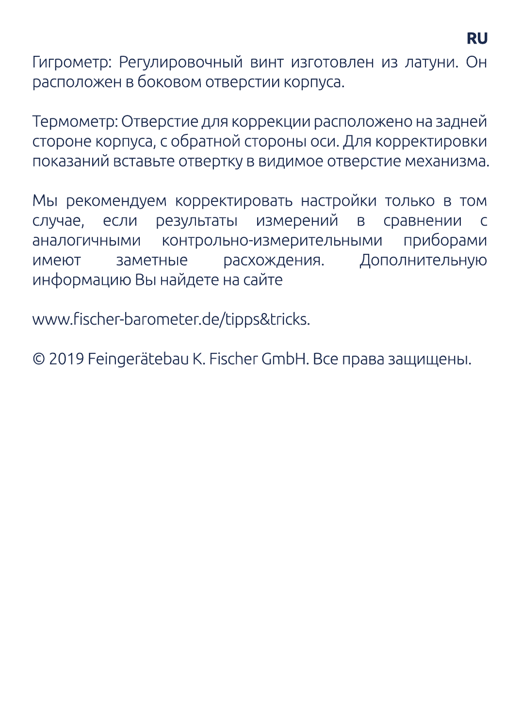**RU**

Гигрометр: Регулировочный винт изготовлен из латуни. Он расположен в боковом отверстии корпуса.

Термометр: Отверстие для коррекции расположено на задней стороне корпуса, с обратной стороны оси. Для корректировки показаний вставьте отвертку в видимое отверстие механизма.

Мы рекомендуем корректировать настройки только в том случае, если результаты измерений в сравнении с аналогичными контрольно-измерительными приборами имеют заметные расхождения. Дополнительную информацию Вы найдете на сайте

www.fischer-barometer.de/tipps&tricks.

© 2019 Feingerätebau K. Fischer GmbH. Все права защищены.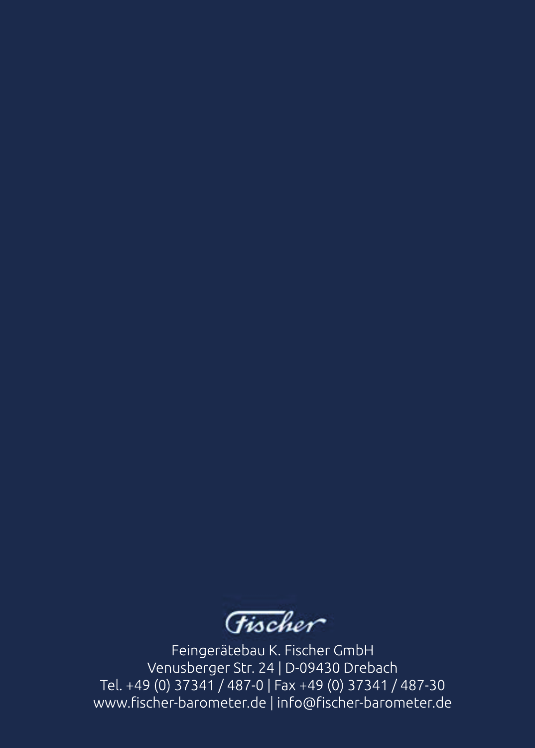Fischer

Feingerätebau K. Fischer GmbH
Venusberger Str. 24 | D-09430 Drebach
Tel. +49 (0) 37341 / 487-0 | Fax +49 (0) 37341 / 487-30
www.fischer-barometer.de | info@fischer-barometer.de